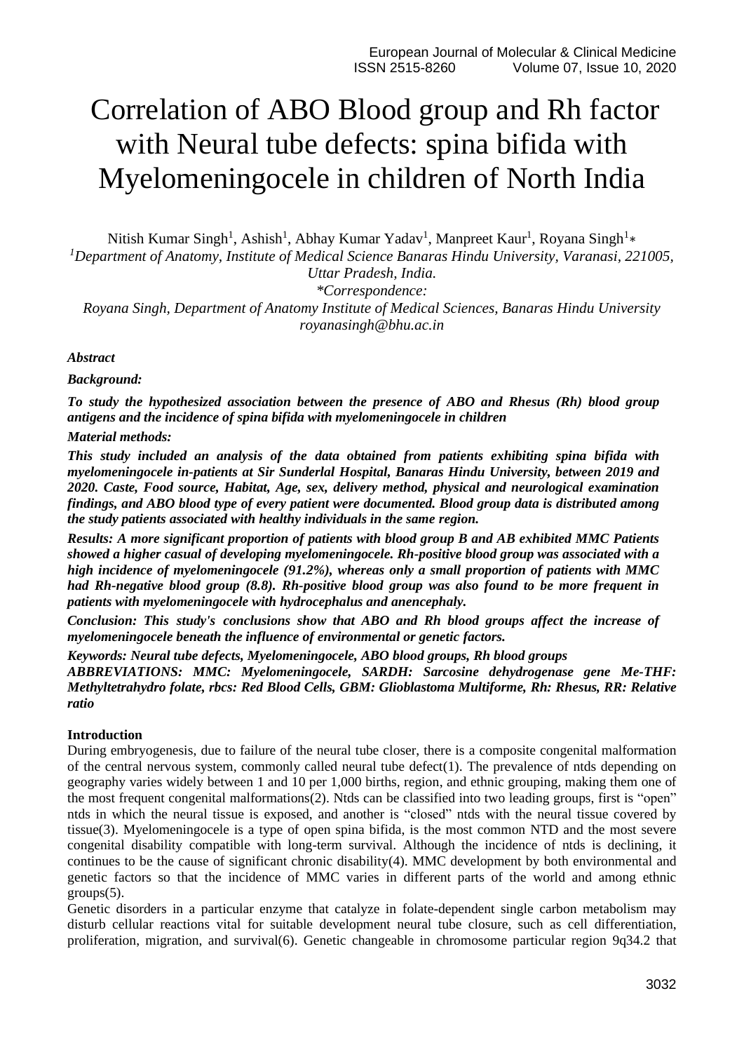# Correlation of ABO Blood group and Rh factor with Neural tube defects: spina bifida with Myelomeningocele in children of North India

Nitish Kumar Singh[1], Ashish[1], Abhay Kumar Yadav[1], Manpreet Kaur[1], Royana Singh[1]*

[1]*Department of Anatomy, Institute of Medical Science Banaras Hindu University, Varanasi, 221005, Uttar Pradesh, India.*

*\*Correspondence:*

*Royana Singh, Department of Anatomy Institute of Medical Sciences, Banaras Hindu University royanasingh@bhu.ac.in*

***Abstract***

***Background:***

***To study the hypothesized association between the presence of ABO and Rhesus (Rh) blood group antigens and the incidence of spina bifida with myelomeningocele in children***

***Material methods:***

***This study included an analysis of the data obtained from patients exhibiting spina bifida with myelomeningocele in-patients at Sir Sunderlal Hospital, Banaras Hindu University, between 2019 and 2020. Caste, Food source, Habitat, Age, sex, delivery method, physical and neurological examination findings, and ABO blood type of every patient were documented. Blood group data is distributed among the study patients associated with healthy individuals in the same region.***

***Results: A more significant proportion of patients with blood group B and AB exhibited MMC Patients showed a higher casual of developing myelomeningocele. Rh-positive blood group was associated with a high incidence of myelomeningocele (91.2%), whereas only a small proportion of patients with MMC had Rh-negative blood group (8.8). Rh-positive blood group was also found to be more frequent in patients with myelomeningocele with hydrocephalus and anencephaly.***

***Conclusion: This study's conclusions show that ABO and Rh blood groups affect the increase of myelomeningocele beneath the influence of environmental or genetic factors.***

***Keywords: Neural tube defects, Myelomeningocele, ABO blood groups, Rh blood groups***

***ABBREVIATIONS: MMC: Myelomeningocele, SARDH: Sarcosine dehydrogenase gene Me-THF: Methyltetrahydro folate, rbcs: Red Blood Cells, GBM: Glioblastoma Multiforme, Rh: Rhesus, RR: Relative ratio***

## Introduction

During embryogenesis, due to failure of the neural tube closer, there is a composite congenital malformation of the central nervous system, commonly called neural tube defect(1). The prevalence of ntds depending on geography varies widely between 1 and 10 per 1,000 births, region, and ethnic grouping, making them one of the most frequent congenital malformations(2). Ntds can be classified into two leading groups, first is "open" ntds in which the neural tissue is exposed, and another is "closed" ntds with the neural tissue covered by tissue(3). Myelomeningocele is a type of open spina bifida, is the most common NTD and the most severe congenital disability compatible with long-term survival. Although the incidence of ntds is declining, it continues to be the cause of significant chronic disability(4). MMC development by both environmental and genetic factors so that the incidence of MMC varies in different parts of the world and among ethnic groups(5).

Genetic disorders in a particular enzyme that catalyze in folate-dependent single carbon metabolism may disturb cellular reactions vital for suitable development neural tube closure, such as cell differentiation, proliferation, migration, and survival(6). Genetic changeable in chromosome particular region 9q34.2 that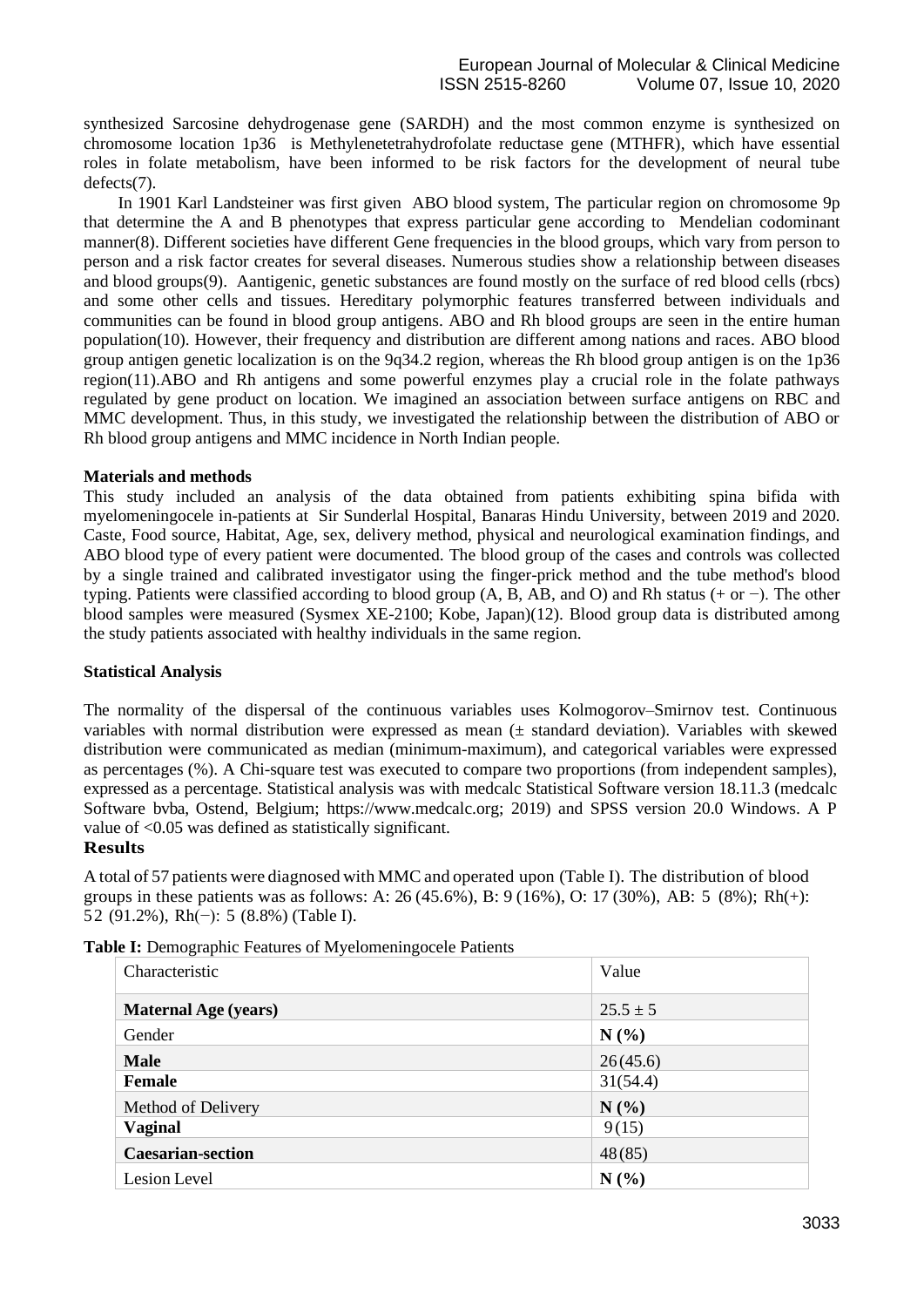synthesized Sarcosine dehydrogenase gene (SARDH) and the most common enzyme is synthesized on chromosome location 1p36 is Methylenetetrahydrofolate reductase gene (MTHFR), which have essential roles in folate metabolism, have been informed to be risk factors for the development of neural tube defects(7).

In 1901 Karl Landsteiner was first given ABO blood system, The particular region on chromosome 9p that determine the A and B phenotypes that express particular gene according to Mendelian codominant manner(8). Different societies have different Gene frequencies in the blood groups, which vary from person to person and a risk factor creates for several diseases. Numerous studies show a relationship between diseases and blood groups(9). Aantigenic, genetic substances are found mostly on the surface of red blood cells (rbcs) and some other cells and tissues. Hereditary polymorphic features transferred between individuals and communities can be found in blood group antigens. ABO and Rh blood groups are seen in the entire human population(10). However, their frequency and distribution are different among nations and races. ABO blood group antigen genetic localization is on the 9q34.2 region, whereas the Rh blood group antigen is on the 1p36 region(11).ABO and Rh antigens and some powerful enzymes play a crucial role in the folate pathways regulated by gene product on location. We imagined an association between surface antigens on RBC and MMC development. Thus, in this study, we investigated the relationship between the distribution of ABO or Rh blood group antigens and MMC incidence in North Indian people.

**Materials and methods**

This study included an analysis of the data obtained from patients exhibiting spina bifida with myelomeningocele in-patients at Sir Sunderlal Hospital, Banaras Hindu University, between 2019 and 2020. Caste, Food source, Habitat, Age, sex, delivery method, physical and neurological examination findings, and ABO blood type of every patient were documented. The blood group of the cases and controls was collected by a single trained and calibrated investigator using the finger-prick method and the tube method's blood typing. Patients were classified according to blood group (A, B, AB, and O) and Rh status (+ or −). The other blood samples were measured (Sysmex XE-2100; Kobe, Japan)(12). Blood group data is distributed among the study patients associated with healthy individuals in the same region.

**Statistical Analysis**

The normality of the dispersal of the continuous variables uses Kolmogorov–Smirnov test. Continuous variables with normal distribution were expressed as mean (± standard deviation). Variables with skewed distribution were communicated as median (minimum-maximum), and categorical variables were expressed as percentages (%). A Chi-square test was executed to compare two proportions (from independent samples), expressed as a percentage. Statistical analysis was with medcalc Statistical Software version 18.11.3 (medcalc Software bvba, Ostend, Belgium; https://www.medcalc.org; 2019) and SPSS version 20.0 Windows. A P value of <0.05 was defined as statistically significant.

## Results

A total of 57 patients were diagnosed with MMC and operated upon (Table I). The distribution of blood groups in these patients was as follows: A: 26 (45.6%), B: 9 (16%), O: 17 (30%), AB: 5 (8%); Rh(+): 52 (91.2%), Rh(−): 5 (8.8%) (Table I).

**Table I:** Demographic Features of Myelomeningocele Patients

| Characteristic | Value |
|---|---|
| **Maternal Age (years)** | 25.5 ± 5 |
| Gender | **N (%)** |
| **Male** | 26 (45.6) |
| **Female** | 31(54.4) |
| Method of Delivery | **N (%)** |
| **Vaginal** | 9 (15) |
| **Caesarian-section** | 48 (85) |
| Lesion Level | **N (%)** |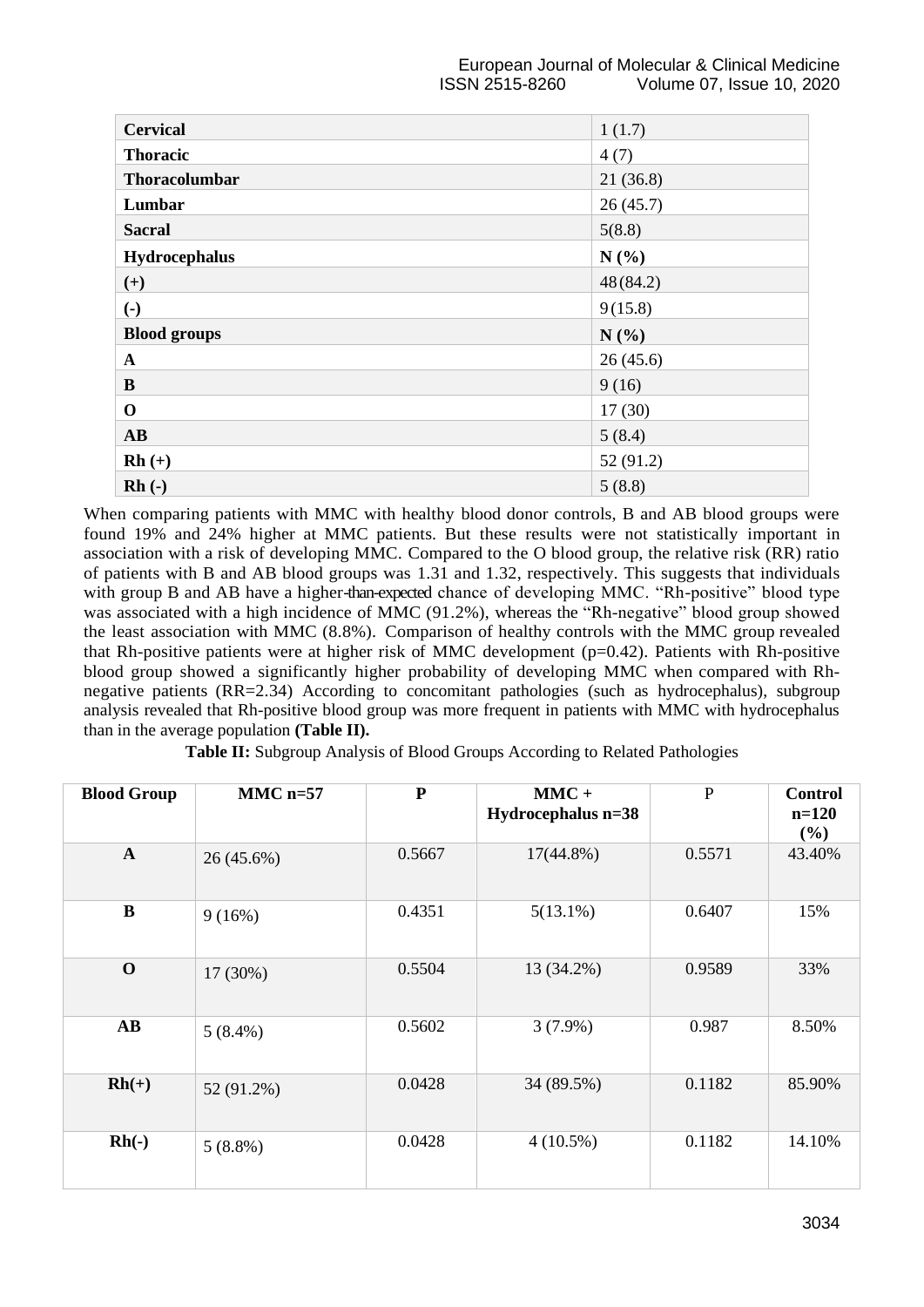| | |
|---|---|
| **Cervical** | 1 (1.7) |
| **Thoracic** | 4 (7) |
| **Thoracolumbar** | 21 (36.8) |
| **Lumbar** | 26 (45.7) |
| **Sacral** | 5(8.8) |
| **Hydrocephalus** | **N (%)** |
| **(+)** | 48 (84.2) |
| **(-)** | 9 (15.8) |
| **Blood groups** | **N (%)** |
| **A** | 26 (45.6) |
| **B** | 9 (16) |
| **O** | 17 (30) |
| **AB** | 5 (8.4) |
| **Rh (+)** | 52 (91.2) |
| **Rh (-)** | 5 (8.8) |

When comparing patients with MMC with healthy blood donor controls, B and AB blood groups were found 19% and 24% higher at MMC patients. But these results were not statistically important in association with a risk of developing MMC. Compared to the O blood group, the relative risk (RR) ratio of patients with B and AB blood groups was 1.31 and 1.32, respectively. This suggests that individuals with group B and AB have a higher-than-expected chance of developing MMC. "Rh-positive" blood type was associated with a high incidence of MMC (91.2%), whereas the "Rh-negative" blood group showed the least association with MMC (8.8%). Comparison of healthy controls with the MMC group revealed that Rh-positive patients were at higher risk of MMC development (p=0.42). Patients with Rh-positive blood group showed a significantly higher probability of developing MMC when compared with Rh-negative patients (RR=2.34) According to concomitant pathologies (such as hydrocephalus), subgroup analysis revealed that Rh-positive blood group was more frequent in patients with MMC with hydrocephalus than in the average population **(Table II).**

**Table II:** Subgroup Analysis of Blood Groups According to Related Pathologies

| **Blood Group** | **MMC n=57** | **P** | **MMC + Hydrocephalus n=38** | P | **Control n=120 (%)** |
|---|---|---|---|---|---|
| **A** | 26 (45.6%) | 0.5667 | 17(44.8%) | 0.5571 | 43.40% |
| **B** | 9 (16%) | 0.4351 | 5(13.1%) | 0.6407 | 15% |
| **O** | 17 (30%) | 0.5504 | 13 (34.2%) | 0.9589 | 33% |
| **AB** | 5 (8.4%) | 0.5602 | 3 (7.9%) | 0.987 | 8.50% |
| **Rh(+)** | 52 (91.2%) | 0.0428 | 34 (89.5%) | 0.1182 | 85.90% |
| **Rh(-)** | 5 (8.8%) | 0.0428 | 4 (10.5%) | 0.1182 | 14.10% |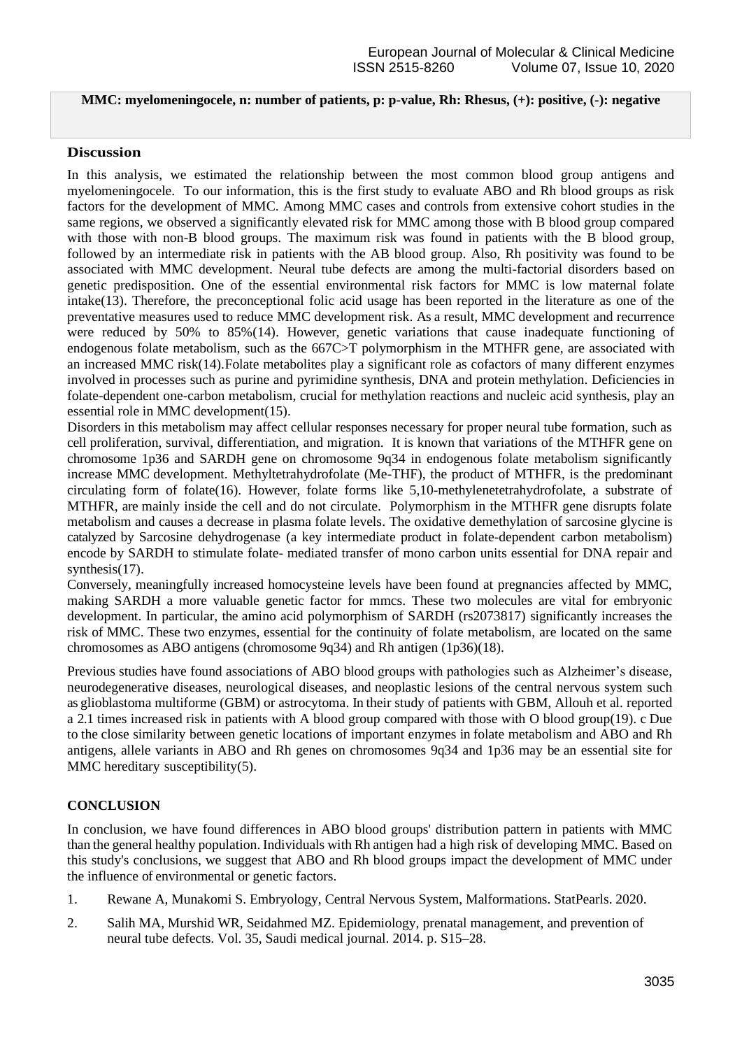**MMC: myelomeningocele, n: number of patients, p: p-value, Rh: Rhesus, (+): positive, (-): negative**

## Discussion

In this analysis, we estimated the relationship between the most common blood group antigens and myelomeningocele. To our information, this is the first study to evaluate ABO and Rh blood groups as risk factors for the development of MMC. Among MMC cases and controls from extensive cohort studies in the same regions, we observed a significantly elevated risk for MMC among those with B blood group compared with those with non-B blood groups. The maximum risk was found in patients with the B blood group, followed by an intermediate risk in patients with the AB blood group. Also, Rh positivity was found to be associated with MMC development. Neural tube defects are among the multi-factorial disorders based on genetic predisposition. One of the essential environmental risk factors for MMC is low maternal folate intake(13). Therefore, the preconceptional folic acid usage has been reported in the literature as one of the preventative measures used to reduce MMC development risk. As a result, MMC development and recurrence were reduced by 50% to 85%(14). However, genetic variations that cause inadequate functioning of endogenous folate metabolism, such as the 667C>T polymorphism in the MTHFR gene, are associated with an increased MMC risk(14).Folate metabolites play a significant role as cofactors of many different enzymes involved in processes such as purine and pyrimidine synthesis, DNA and protein methylation. Deficiencies in folate-dependent one-carbon metabolism, crucial for methylation reactions and nucleic acid synthesis, play an essential role in MMC development(15).

Disorders in this metabolism may affect cellular responses necessary for proper neural tube formation, such as cell proliferation, survival, differentiation, and migration. It is known that variations of the MTHFR gene on chromosome 1p36 and SARDH gene on chromosome 9q34 in endogenous folate metabolism significantly increase MMC development. Methyltetrahydrofolate (Me-THF), the product of MTHFR, is the predominant circulating form of folate(16). However, folate forms like 5,10-methylenetetrahydrofolate, a substrate of MTHFR, are mainly inside the cell and do not circulate. Polymorphism in the MTHFR gene disrupts folate metabolism and causes a decrease in plasma folate levels. The oxidative demethylation of sarcosine glycine is catalyzed by Sarcosine dehydrogenase (a key intermediate product in folate-dependent carbon metabolism) encode by SARDH to stimulate folate- mediated transfer of mono carbon units essential for DNA repair and synthesis(17).

Conversely, meaningfully increased homocysteine levels have been found at pregnancies affected by MMC, making SARDH a more valuable genetic factor for mmcs. These two molecules are vital for embryonic development. In particular, the amino acid polymorphism of SARDH (rs2073817) significantly increases the risk of MMC. These two enzymes, essential for the continuity of folate metabolism, are located on the same chromosomes as ABO antigens (chromosome 9q34) and Rh antigen (1p36)(18).

Previous studies have found associations of ABO blood groups with pathologies such as Alzheimer's disease, neurodegenerative diseases, neurological diseases, and neoplastic lesions of the central nervous system such as glioblastoma multiforme (GBM) or astrocytoma. In their study of patients with GBM, Allouh et al. reported a 2.1 times increased risk in patients with A blood group compared with those with O blood group(19). c Due to the close similarity between genetic locations of important enzymes in folate metabolism and ABO and Rh antigens, allele variants in ABO and Rh genes on chromosomes 9q34 and 1p36 may be an essential site for MMC hereditary susceptibility(5).

## CONCLUSION

In conclusion, we have found differences in ABO blood groups' distribution pattern in patients with MMC than the general healthy population. Individuals with Rh antigen had a high risk of developing MMC. Based on this study's conclusions, we suggest that ABO and Rh blood groups impact the development of MMC under the influence of environmental or genetic factors.

1. Rewane A, Munakomi S. Embryology, Central Nervous System, Malformations. StatPearls. 2020.
2. Salih MA, Murshid WR, Seidahmed MZ. Epidemiology, prenatal management, and prevention of neural tube defects. Vol. 35, Saudi medical journal. 2014. p. S15–28.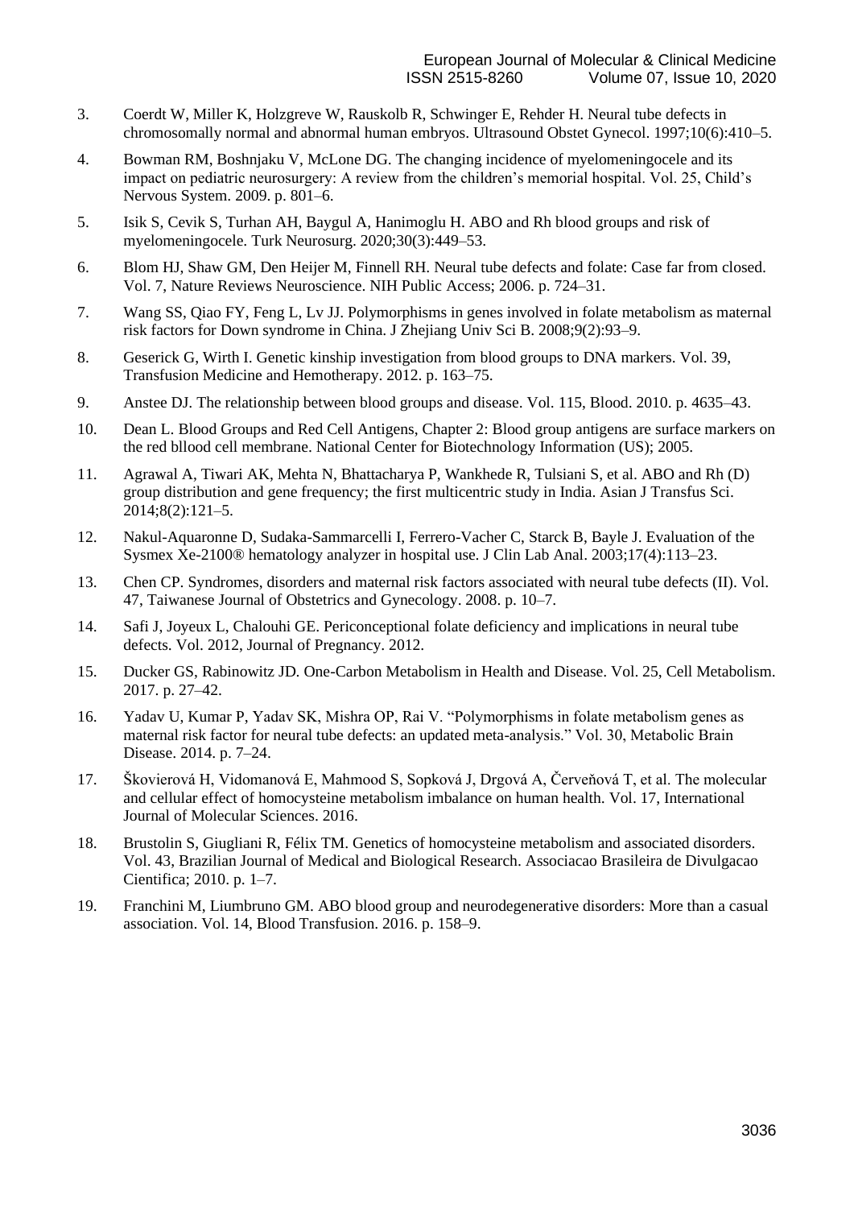3. Coerdt W, Miller K, Holzgreve W, Rauskolb R, Schwinger E, Rehder H. Neural tube defects in chromosomally normal and abnormal human embryos. Ultrasound Obstet Gynecol. 1997;10(6):410–5.
4. Bowman RM, Boshnjaku V, McLone DG. The changing incidence of myelomeningocele and its impact on pediatric neurosurgery: A review from the children's memorial hospital. Vol. 25, Child's Nervous System. 2009. p. 801–6.
5. Isik S, Cevik S, Turhan AH, Baygul A, Hanimoglu H. ABO and Rh blood groups and risk of myelomeningocele. Turk Neurosurg. 2020;30(3):449–53.
6. Blom HJ, Shaw GM, Den Heijer M, Finnell RH. Neural tube defects and folate: Case far from closed. Vol. 7, Nature Reviews Neuroscience. NIH Public Access; 2006. p. 724–31.
7. Wang SS, Qiao FY, Feng L, Lv JJ. Polymorphisms in genes involved in folate metabolism as maternal risk factors for Down syndrome in China. J Zhejiang Univ Sci B. 2008;9(2):93–9.
8. Geserick G, Wirth I. Genetic kinship investigation from blood groups to DNA markers. Vol. 39, Transfusion Medicine and Hemotherapy. 2012. p. 163–75.
9. Anstee DJ. The relationship between blood groups and disease. Vol. 115, Blood. 2010. p. 4635–43.
10. Dean L. Blood Groups and Red Cell Antigens, Chapter 2: Blood group antigens are surface markers on the red bllood cell membrane. National Center for Biotechnology Information (US); 2005.
11. Agrawal A, Tiwari AK, Mehta N, Bhattacharya P, Wankhede R, Tulsiani S, et al. ABO and Rh (D) group distribution and gene frequency; the first multicentric study in India. Asian J Transfus Sci. 2014;8(2):121–5.
12. Nakul-Aquaronne D, Sudaka-Sammarcelli I, Ferrero-Vacher C, Starck B, Bayle J. Evaluation of the Sysmex Xe-2100® hematology analyzer in hospital use. J Clin Lab Anal. 2003;17(4):113–23.
13. Chen CP. Syndromes, disorders and maternal risk factors associated with neural tube defects (II). Vol. 47, Taiwanese Journal of Obstetrics and Gynecology. 2008. p. 10–7.
14. Safi J, Joyeux L, Chalouhi GE. Periconceptional folate deficiency and implications in neural tube defects. Vol. 2012, Journal of Pregnancy. 2012.
15. Ducker GS, Rabinowitz JD. One-Carbon Metabolism in Health and Disease. Vol. 25, Cell Metabolism. 2017. p. 27–42.
16. Yadav U, Kumar P, Yadav SK, Mishra OP, Rai V. "Polymorphisms in folate metabolism genes as maternal risk factor for neural tube defects: an updated meta-analysis." Vol. 30, Metabolic Brain Disease. 2014. p. 7–24.
17. Škovierová H, Vidomanová E, Mahmood S, Sopková J, Drgová A, Červeňová T, et al. The molecular and cellular effect of homocysteine metabolism imbalance on human health. Vol. 17, International Journal of Molecular Sciences. 2016.
18. Brustolin S, Giugliani R, Félix TM. Genetics of homocysteine metabolism and associated disorders. Vol. 43, Brazilian Journal of Medical and Biological Research. Associacao Brasileira de Divulgacao Cientifica; 2010. p. 1–7.
19. Franchini M, Liumbruno GM. ABO blood group and neurodegenerative disorders: More than a casual association. Vol. 14, Blood Transfusion. 2016. p. 158–9.